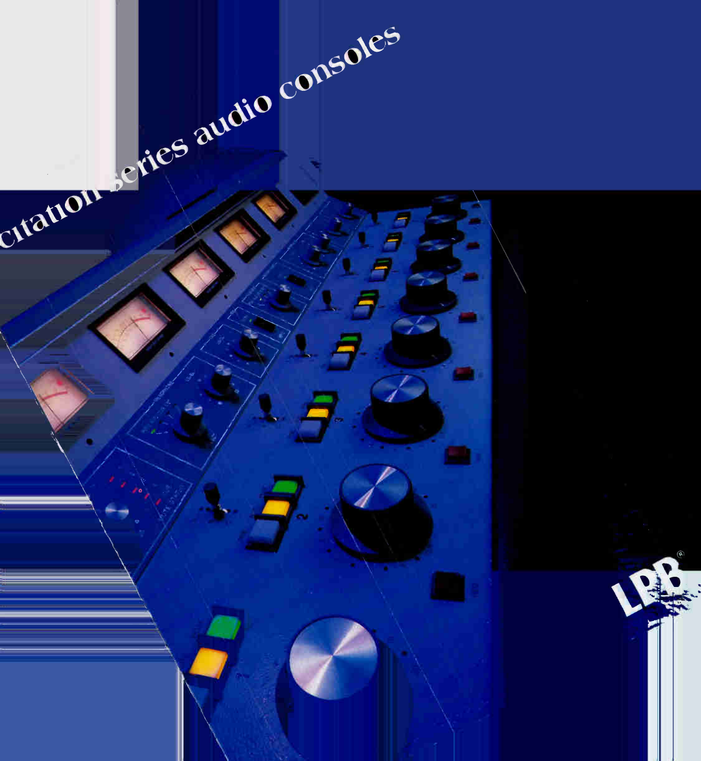# Citation Series audio consoles

LPB®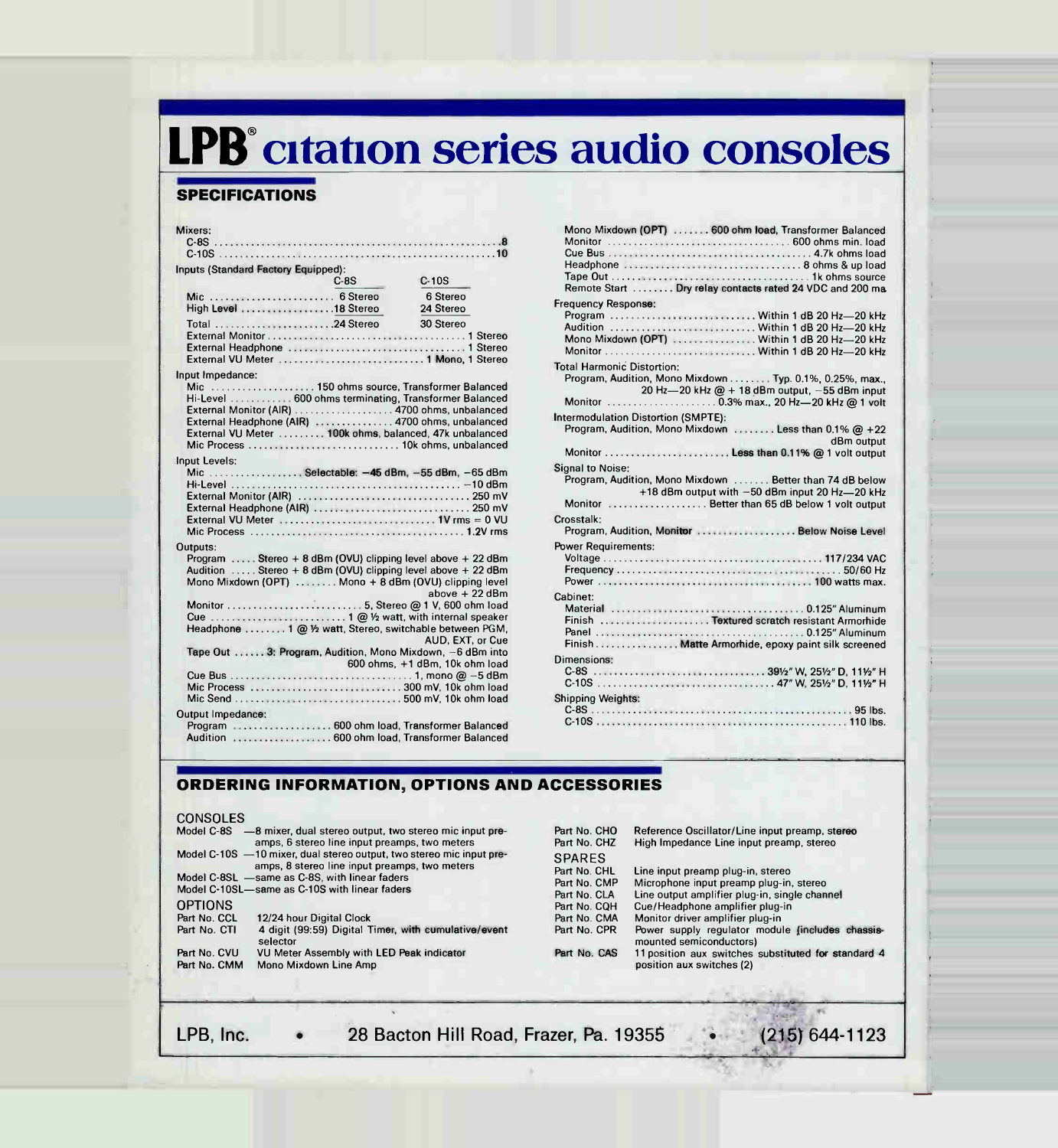# LPB® citation series audio consoles

## SPECIFICATIONS

Mixers:
- C-8S ........ 8
- C-10S ........ 10

Inputs (Standard Factory Equipped):

| | C-8S | C-10S |
|---|---|---|
| Mic | 6 Stereo | 6 Stereo |
| High Level | 18 Stereo | 24 Stereo |
| Total | 24 Stereo | 30 Stereo |

- External Monitor ........ 1 Stereo
- External Headphone ........ 1 Stereo
- External VU Meter ........ 1 Mono, 1 Stereo

Input Impedance:
- Mic ........ 150 ohms source, Transformer Balanced
- Hi-Level ........ 600 ohms terminating, Transformer Balanced
- External Monitor (AIR) ........ 4700 ohms, unbalanced
- External Headphone (AIR) ........ 4700 ohms, unbalanced
- External VU Meter ........ 100k ohms, balanced, 47k unbalanced
- Mic Process ........ 10k ohms, unbalanced

Input Levels:
- Mic ........ Selectable: −45 dBm, −55 dBm, −65 dBm
- Hi-Level ........ −10 dBm
- External Monitor (AIR) ........ 250 mV
- External Headphone (AIR) ........ 250 mV
- External VU Meter ........ 1V rms = 0 VU
- Mic Process ........ 1.2V rms

Outputs:
- Program ..... Stereo + 8 dBm (OVU) clipping level above + 22 dBm
- Audition ..... Stereo + 8 dBm (OVU) clipping level above + 22 dBm
- Mono Mixdown (OPT) ........ Mono + 8 dBm (OVU) clipping level above + 22 dBm
- Monitor ........ 5, Stereo @ 1 V, 600 ohm load
- Cue ........ 1 @ ½ watt, with internal speaker
- Headphone ........ 1 @ ½ watt, Stereo, switchable between PGM, AUD, EXT, or Cue
- Tape Out ...... 3: Program, Audition, Mono Mixdown, −6 dBm into 600 ohms, +1 dBm, 10k ohm load
- Cue Bus ........ 1, mono @ −5 dBm
- Mic Process ........ 300 mV, 10k ohm load
- Mic Send ........ 500 mV, 10k ohm load

Output Impedance:
- Program ........ 600 ohm load, Transformer Balanced
- Audition ........ 600 ohm load, Transformer Balanced
- Mono Mixdown (OPT) ........ 600 ohm load, Transformer Balanced
- Monitor ........ 600 ohms min. load
- Cue Bus ........ 4.7k ohms load
- Headphone ........ 8 ohms & up load
- Tape Out ........ 1k ohms source
- Remote Start ........ Dry relay contacts rated 24 VDC and 200 ma

Frequency Response:
- Program ........ Within 1 dB 20 Hz—20 kHz
- Audition ........ Within 1 dB 20 Hz—20 kHz
- Mono Mixdown (OPT) ........ Within 1 dB 20 Hz—20 kHz
- Monitor ........ Within 1 dB 20 Hz—20 kHz

Total Harmonic Distortion:
- Program, Audition, Mono Mixdown ........ Typ. 0.1%, 0.25%, max., 20 Hz—20 kHz @ + 18 dBm output, −55 dBm input
- Monitor ........ 0.3% max., 20 Hz—20 kHz @ 1 volt

Intermodulation Distortion (SMPTE):
- Program, Audition, Mono Mixdown ........ Less than 0.1% @ +22 dBm output
- Monitor ........ Less than 0.11% @ 1 volt output

Signal to Noise:
- Program, Audition, Mono Mixdown ........ Better than 74 dB below +18 dBm output with −50 dBm input 20 Hz—20 kHz
- Monitor ........ Better than 65 dB below 1 volt output

Crosstalk:
- Program, Audition, Monitor ........ Below Noise Level

Power Requirements:
- Voltage ........ 117/234 VAC
- Frequency ........ 50/60 Hz
- Power ........ 100 watts max.

Cabinet:
- Material ........ 0.125" Aluminum
- Finish ........ Textured scratch resistant Armorhide
- Panel ........ 0.125" Aluminum
- Finish ........ Matte Armorhide, epoxy paint silk screened

Dimensions:
- C-8S ........ 39½" W, 25½" D, 11½" H
- C-10S ........ 47" W, 25½" D, 11½" H

Shipping Weights:
- C-8S ........ 95 lbs.
- C-10S ........ 110 lbs.

## ORDERING INFORMATION, OPTIONS AND ACCESSORIES

### CONSOLES

- Model C-8S —8 mixer, dual stereo output, two stereo mic input preamps, 6 stereo line input preamps, two meters
- Model C-10S —10 mixer, dual stereo output, two stereo mic input preamps, 8 stereo line input preamps, two meters
- Model C-8SL —same as C-8S, with linear faders
- Model C-10SL—same as C-10S with linear faders

### OPTIONS

| | |
|---|---|
| Part No. CCL | 12/24 hour Digital Clock |
| Part No. CTI | 4 digit (99:59) Digital Timer, with cumulative/event selector |
| Part No. CVU | VU Meter Assembly with LED Peak indicator |
| Part No. CMM | Mono Mixdown Line Amp |
| Part No. CHO | Reference Oscillator/Line input preamp, stereo |
| Part No. CHZ | High Impedance Line input preamp, stereo |

### SPARES

| | |
|---|---|
| Part No. CHL | Line input preamp plug-in, stereo |
| Part No. CMP | Microphone input preamp plug-in, stereo |
| Part No. CLA | Line output amplifier plug-in, single channel |
| Part No. CQH | Cue/Headphone amplifier plug-in |
| Part No. CMA | Monitor driver amplifier plug-in |
| Part No. CPR | Power supply regulator module (includes chassis-mounted semiconductors) |
| Part No. CAS | 11 position aux switches substituted for standard 4 position aux switches (2) |

LPB, Inc. • 28 Bacton Hill Road, Frazer, Pa. 19355 • (215) 644-1123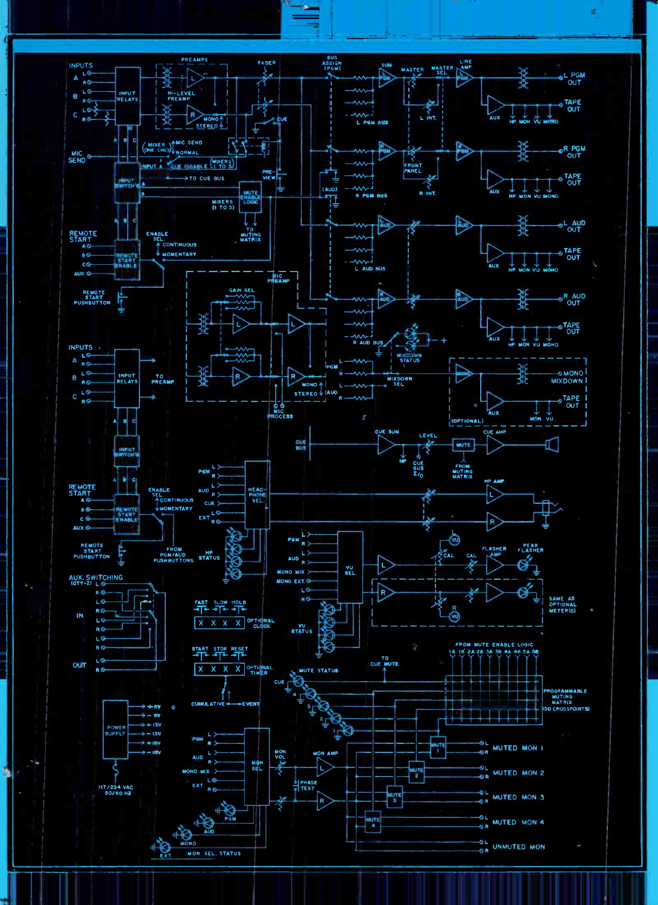INPUTS
A L R
B L R
C L R

INPUT RELAYS

PREAMPS

HI-LEVEL PREAMP

MONO / STEREO

FADER

CUE

BUS ASSIGN (PGM)

(AUD)

SUM

MASTER

MASTER SEL.

LINE AMP

L PGM OUT

TAPE OUT

AUX

HP MON VU MONO

L PGM BUS

L INT.

R PGM OUT

FRONT PANEL

R INT.

R PGM BUS

L AUD OUT

L AUD BUS

R AUD OUT

R AUD BUS

MIC SEND

MIXER (ONE ONLY)

MIC SEND

NORMAL

INPUT A

CUE DISABLE

MIXERS (1 TO 5)

TO CUE BUS

PRE-VIEW

INPUT SWITCH'G

MUTE ENABLE LOGIC

MIXERS (1 TO 5)

TO MUTING MATRIX

REMOTE START

A B C AUX

REMOTE START ENABLE

ENABLE SEL.

CONTINUOUS

MOMENTARY

REMOTE START PUSHBUTTON

MIC PREAMP

GAIN SEL.

PGM

MONO

STEREO

AUD

MIC PROCESS

TO PREAMP

MIXDOWN STATUS

MIXDOWN SEL.

MONO MIXDOWN

(OPTIONAL)

MON VU

CUE BUS

CUE SUM

LEVEL

MUTE

CUE AMP

HP

CUE BUS I/O

FROM MUTING MATRIX

PGM L R

AUD L R

CUE L R

EXT L R

HEADPHONE SEL.

HP STATUS

HP AMP

FROM PGM/AUD PUSHBUTTONS

PGM

AUD

MONO MIX

MONO EXT.

VU SEL.

CAL

FLASHER AMP

PEAK FLASHER

SAME AS OPTIONAL METER(S)

VU STATUS

AUX. SWITCHING (QTY-2)

IN

OUT

FAST SLOW HOLD

OPTIONAL CLOCK

START STOP RESET

OPTIONAL TIMER

CUMULATIVE — EVENT

TO CUE MUTE

MUTE STATUS

FROM MUTE ENABLE LOGIC

1A 1B 2A 2B 3A 3B 4A 4B 5A 5B

PROGRAMMABLE MUTING MATRIX (50 CROSSPOINTS)

POWER SUPPLY

+5V
−5V
+13V
−13V
+18V
−18V

117/234 VAC 50/60 HZ

PGM

AUD

MONO MIX

EXT.

MON SEL.

MON VOL

MON AMP

PHASE TEST

MON SEL. STATUS

MUTE 1

MUTE 2

MUTE 3

MUTE 4

MUTED MON 1

MUTED MON 2

MUTED MON 3

MUTED MON 4

UNMUTED MON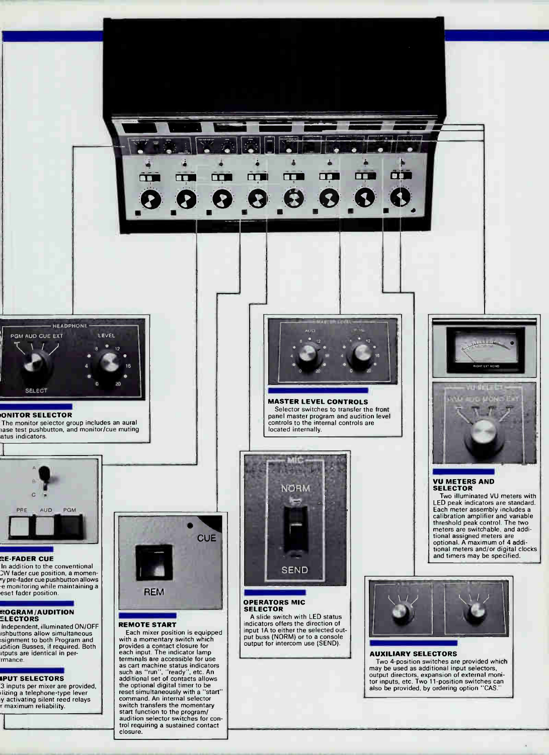## MONITOR SELECTOR

The monitor selector group includes an aural phase test pushbutton, and monitor/cue muting status indicators.

## PRE-FADER CUE

In addition to the conventional CCW fader cue position, a momentary pre-fader cue pushbutton allows cue monitoring while maintaining a preset fader position.

## PROGRAM/AUDITION SELECTORS

Independent, illuminated ON/OFF pushbuttons allow simultaneous assignment to both Program and Audition Busses, if required. Both outputs are identical in performance.

## INPUT SELECTORS

3 inputs per mixer are provided, utilizing a telephone-type lever by activating silent reed relays for maximum reliability.

## REMOTE START

Each mixer position is equipped with a momentary switch which provides a contact closure for each input. The indicator lamp terminals are accessible for use as cart machine status indicators such as "run", "ready", etc. An additional set of contacts allows the optional digital timer to be reset simultaneously with a "start" command. An internal selector switch transfers the momentary start function to the program/audition selector switches for control requiring a sustained contact closure.

## MASTER LEVEL CONTROLS

Selector switches to transfer the front panel master program and audition level controls to the internal controls are located internally.

## OPERATORS MIC SELECTOR

A slide switch with LED status indicators offers the direction of input 1A to either the selected output buss (NORM) or to a console output for intercom use (SEND).

## VU METERS AND SELECTOR

Two illuminated VU meters with LED peak indicators are standard. Each meter assembly includes a calibration amplifier and variable threshold peak control. The two meters are switchable, and additional assigned meters are optional. A maximum of 4 additional meters and/or digital clocks and timers may be specified.

## AUXILIARY SELECTORS

Two 4-position switches are provided which may be used as additional input selectors, output directors, expansion of external monitor inputs, etc. Two 11-position switches can also be provided, by ordering option "CAS."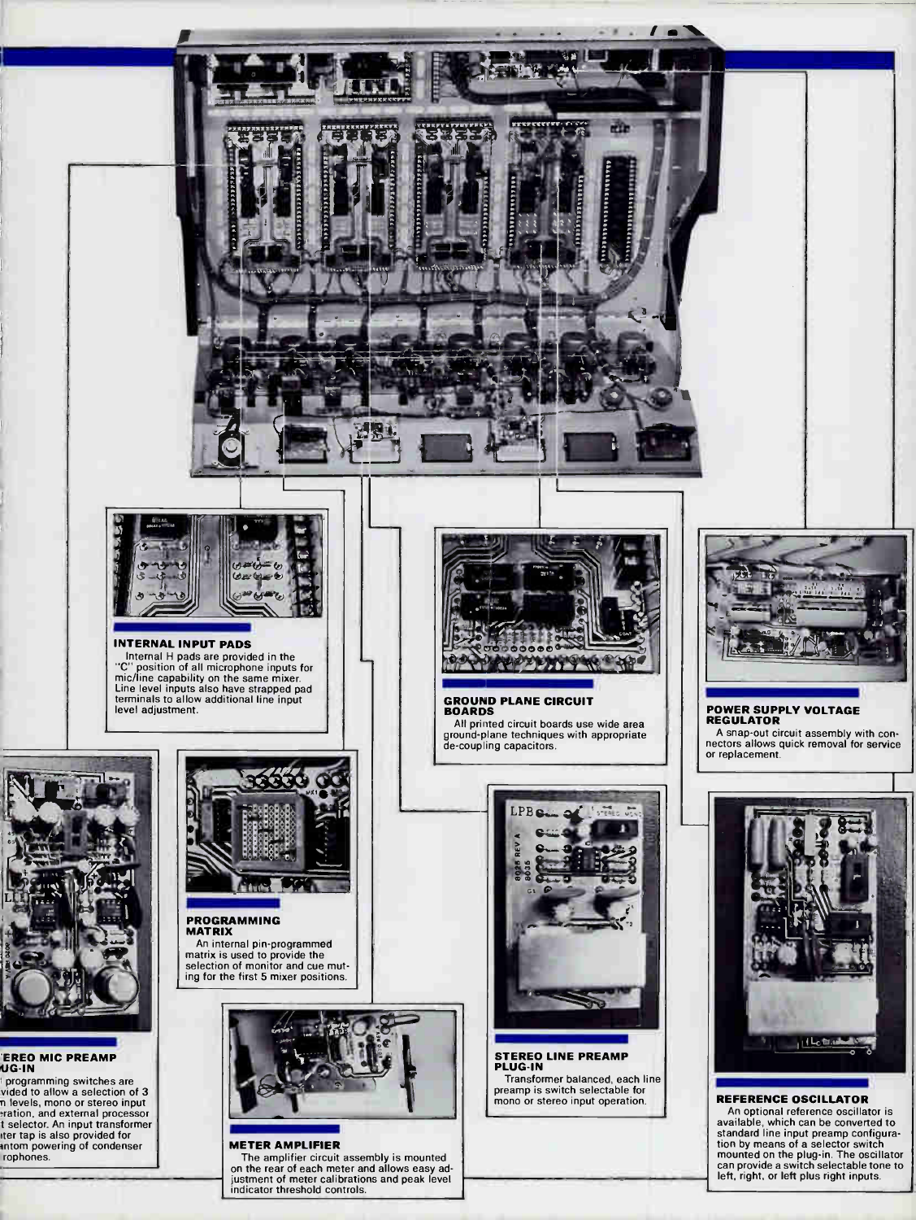### INTERNAL INPUT PADS

Internal H pads are provided in the "C" position of all microphone inputs for mic/line capability on the same mixer. Line level inputs also have strapped pad terminals to allow additional line input level adjustment.

### GROUND PLANE CIRCUIT BOARDS

All printed circuit boards use wide area ground-plane techniques with appropriate de-coupling capacitors.

### POWER SUPPLY VOLTAGE REGULATOR

A snap-out circuit assembly with connectors allows quick removal for service or replacement.

### STEREO MIC PREAMP PLUG-IN

programming switches are provided to allow a selection of 3 m levels, mono or stereo input operation, and external processor t selector. An input transformer nter tap is also provided for antom powering of condenser rophones.

### PROGRAMMING MATRIX

An internal pin-programmed matrix is used to provide the selection of monitor and cue muting for the first 5 mixer positions.

### STEREO LINE PREAMP PLUG-IN

Transformer balanced, each line preamp is switch selectable for mono or stereo input operation.

### REFERENCE OSCILLATOR

An optional reference oscillator is available, which can be converted to standard line input preamp configuration by means of a selector switch mounted on the plug-in. The oscillator can provide a switch selectable tone to left, right, or left plus right inputs.

### METER AMPLIFIER

The amplifier circuit assembly is mounted on the rear of each meter and allows easy adjustment of meter calibrations and peak level indicator threshold controls.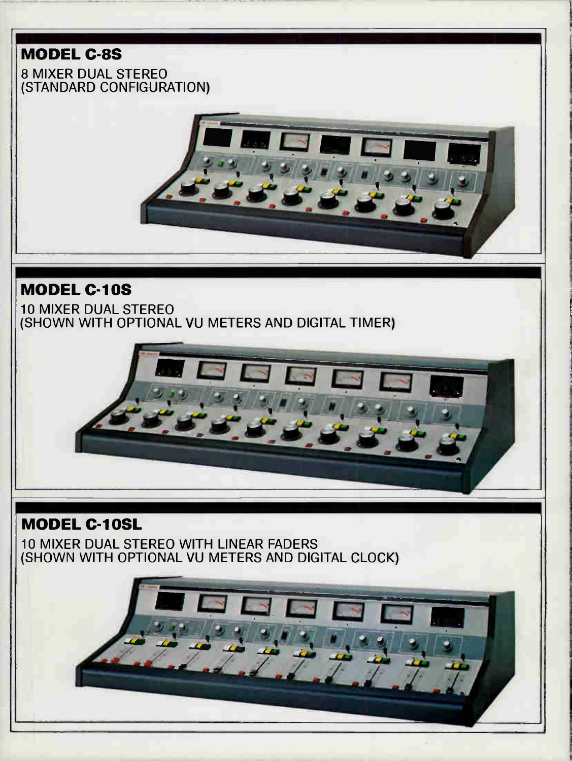## MODEL C-8S

8 MIXER DUAL STEREO
(STANDARD CONFIGURATION)

## MODEL C-10S

10 MIXER DUAL STEREO
(SHOWN WITH OPTIONAL VU METERS AND DIGITAL TIMER)

## MODEL C-10SL

10 MIXER DUAL STEREO WITH LINEAR FADERS
(SHOWN WITH OPTIONAL VU METERS AND DIGITAL CLOCK)